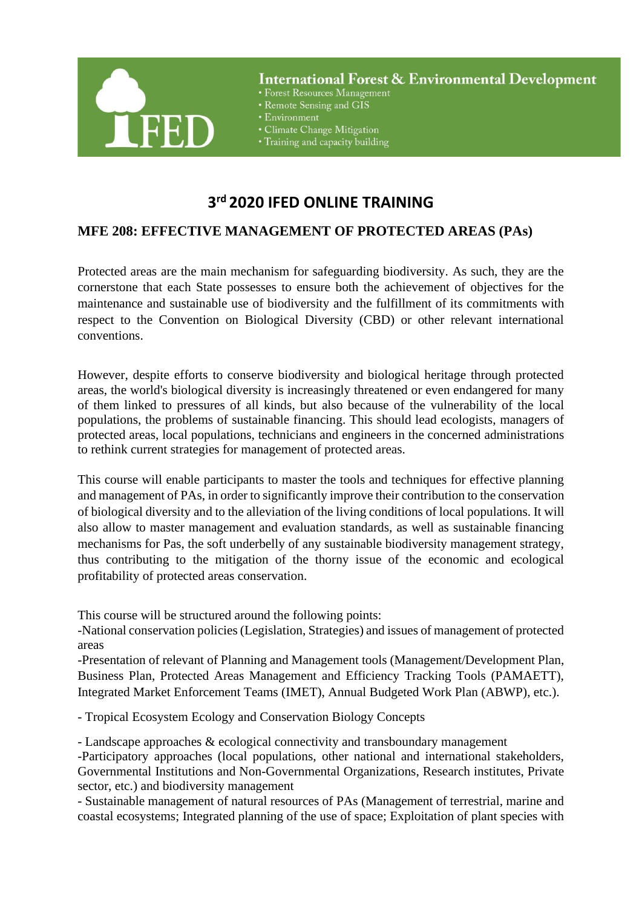International Forest & Environmental Development

- Forest Resources Management
- Remote Sensing and GIS
- Environment
- Climate Change Mitigation
- Training and capacity building

# 3rd 2020 IFED ONLINE TRAINING

## MFE 208: EFFECTIVE MANAGEMENT OF PROTECTED AREAS (PAs)

Protected areas are the main mechanism for safeguarding biodiversity. As such, they are the cornerstone that each State possesses to ensure both the achievement of objectives for the maintenance and sustainable use of biodiversity and the fulfillment of its commitments with respect to the Convention on Biological Diversity (CBD) or other relevant international conventions.

However, despite efforts to conserve biodiversity and biological heritage through protected areas, the world's biological diversity is increasingly threatened or even endangered for many of them linked to pressures of all kinds, but also because of the vulnerability of the local populations, the problems of sustainable financing. This should lead ecologists, managers of protected areas, local populations, technicians and engineers in the concerned administrations to rethink current strategies for management of protected areas.

This course will enable participants to master the tools and techniques for effective planning and management of PAs, in order to significantly improve their contribution to the conservation of biological diversity and to the alleviation of the living conditions of local populations. It will also allow to master management and evaluation standards, as well as sustainable financing mechanisms for Pas, the soft underbelly of any sustainable biodiversity management strategy, thus contributing to the mitigation of the thorny issue of the economic and ecological profitability of protected areas conservation.

This course will be structured around the following points:

-National conservation policies (Legislation, Strategies) and issues of management of protected areas

-Presentation of relevant of Planning and Management tools (Management/Development Plan, Business Plan, Protected Areas Management and Efficiency Tracking Tools (PAMAETT), Integrated Market Enforcement Teams (IMET), Annual Budgeted Work Plan (ABWP), etc.).

- Tropical Ecosystem Ecology and Conservation Biology Concepts

- Landscape approaches & ecological connectivity and transboundary management

-Participatory approaches (local populations, other national and international stakeholders, Governmental Institutions and Non-Governmental Organizations, Research institutes, Private sector, etc.) and biodiversity management

- Sustainable management of natural resources of PAs (Management of terrestrial, marine and coastal ecosystems; Integrated planning of the use of space; Exploitation of plant species with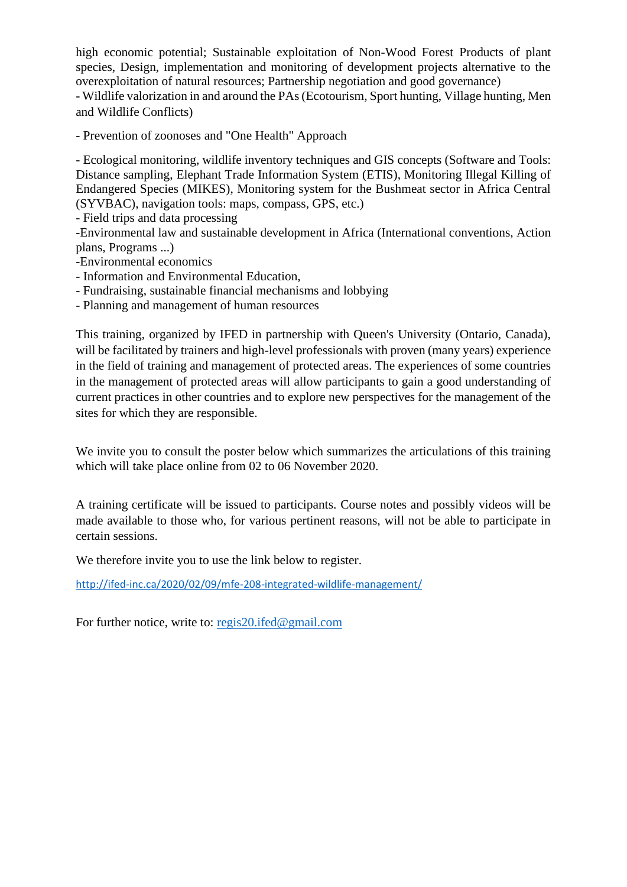high economic potential; Sustainable exploitation of Non-Wood Forest Products of plant species, Design, implementation and monitoring of development projects alternative to the overexploitation of natural resources; Partnership negotiation and good governance)

- Wildlife valorization in and around the PAs (Ecotourism, Sport hunting, Village hunting, Men and Wildlife Conflicts)

- Prevention of zoonoses and "One Health" Approach

- Ecological monitoring, wildlife inventory techniques and GIS concepts (Software and Tools: Distance sampling, Elephant Trade Information System (ETIS), Monitoring Illegal Killing of Endangered Species (MIKES), Monitoring system for the Bushmeat sector in Africa Central (SYVBAC), navigation tools: maps, compass, GPS, etc.)
- Field trips and data processing
- Environmental law and sustainable development in Africa (International conventions, Action plans, Programs ...)
- Environmental economics
- Information and Environmental Education,
- Fundraising, sustainable financial mechanisms and lobbying
- Planning and management of human resources

This training, organized by IFED in partnership with Queen's University (Ontario, Canada), will be facilitated by trainers and high-level professionals with proven (many years) experience in the field of training and management of protected areas. The experiences of some countries in the management of protected areas will allow participants to gain a good understanding of current practices in other countries and to explore new perspectives for the management of the sites for which they are responsible.

We invite you to consult the poster below which summarizes the articulations of this training which will take place online from 02 to 06 November 2020.

A training certificate will be issued to participants. Course notes and possibly videos will be made available to those who, for various pertinent reasons, will not be able to participate in certain sessions.

We therefore invite you to use the link below to register.

http://ifed-inc.ca/2020/02/09/mfe-208-integrated-wildlife-management/

For further notice, write to: regis20.ifed@gmail.com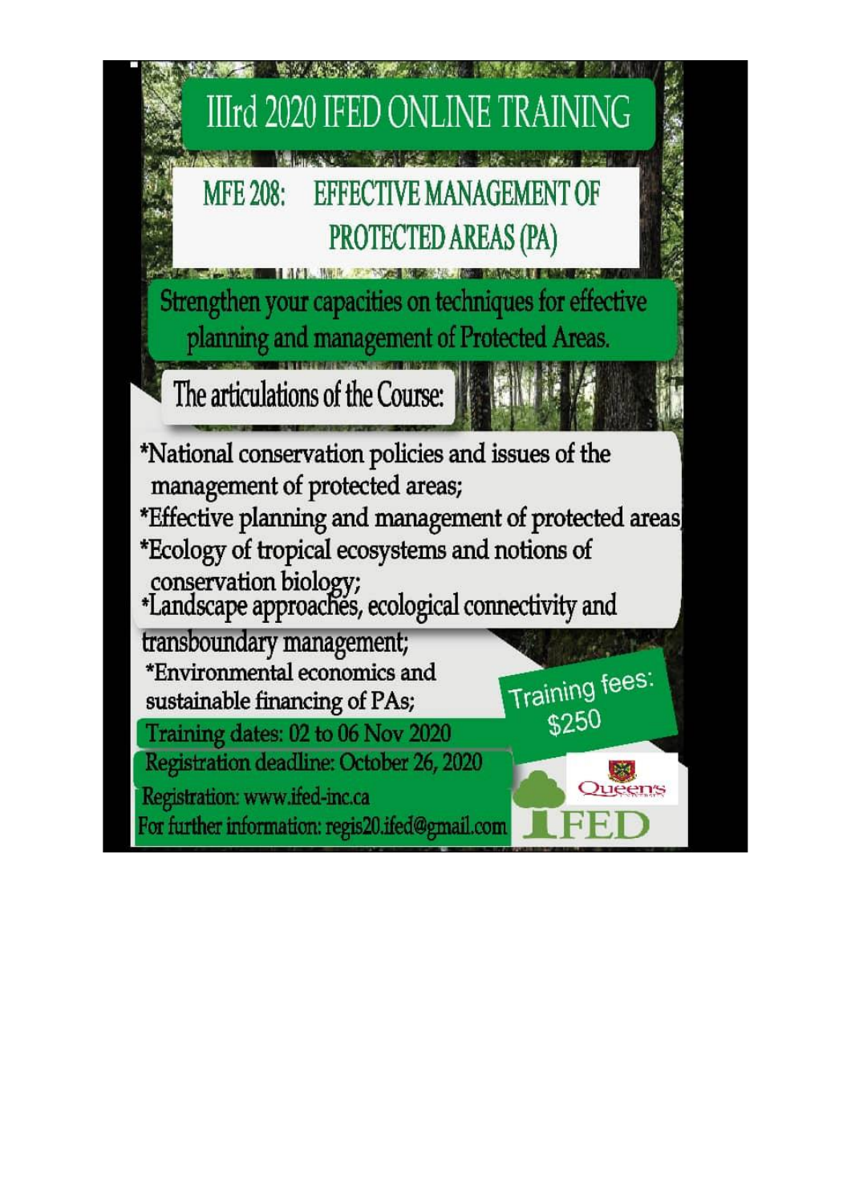# IIIrd 2020 IFED ONLINE TRAINING

## MFE 208: EFFECTIVE MANAGEMENT OF PROTECTED AREAS (PA)

Strengthen your capacities on techniques for effective planning and management of Protected Areas.

### The articulations of the Course:

*National conservation policies and issues of the management of protected areas;
*Effective planning and management of protected areas
*Ecology of tropical ecosystems and notions of conservation biology;
*Landscape approaches, ecological connectivity and transboundary management;
*Environmental economics and sustainable financing of PAs;

Training fees: $250

Training dates: 02 to 06 Nov 2020

Registration deadline: October 26, 2020

Registration: www.ifed-inc.ca

For further information: regis20.ifed@gmail.com

Queen's

IFED